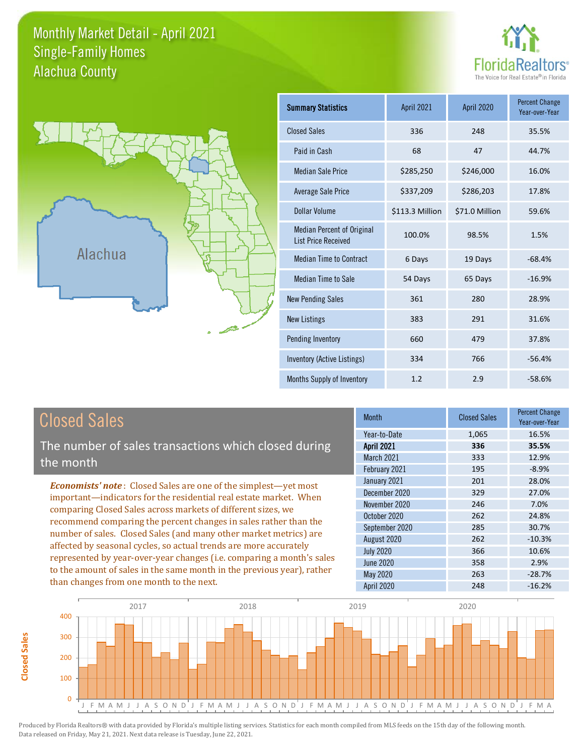# Monthly Market Detail - April 2021
## Single-Family Homes
## Alachua County

FloridaRealtors® The Voice for Real Estate® in Florida

Alachua

| Summary Statistics | April 2021 | April 2020 | Percent Change Year-over-Year |
|---|---|---|---|
| Closed Sales | 336 | 248 | 35.5% |
| Paid in Cash | 68 | 47 | 44.7% |
| Median Sale Price | $285,250 | $246,000 | 16.0% |
| Average Sale Price | $337,209 | $286,203 | 17.8% |
| Dollar Volume | $113.3 Million | $71.0 Million | 59.6% |
| Median Percent of Original List Price Received | 100.0% | 98.5% | 1.5% |
| Median Time to Contract | 6 Days | 19 Days | -68.4% |
| Median Time to Sale | 54 Days | 65 Days | -16.9% |
| New Pending Sales | 361 | 280 | 28.9% |
| New Listings | 383 | 291 | 31.6% |
| Pending Inventory | 660 | 479 | 37.8% |
| Inventory (Active Listings) | 334 | 766 | -56.4% |
| Months Supply of Inventory | 1.2 | 2.9 | -58.6% |

## Closed Sales

The number of sales transactions which closed during the month

***Economists' note***: Closed Sales are one of the simplest—yet most important—indicators for the residential real estate market. When comparing Closed Sales across markets of different sizes, we recommend comparing the percent changes in sales rather than the number of sales. Closed Sales (and many other market metrics) are affected by seasonal cycles, so actual trends are more accurately represented by year-over-year changes (i.e. comparing a month's sales to the amount of sales in the same month in the previous year), rather than changes from one month to the next.

| Month | Closed Sales | Percent Change Year-over-Year |
|---|---|---|
| Year-to-Date | 1,065 | 16.5% |
| **April 2021** | **336** | **35.5%** |
| March 2021 | 333 | 12.9% |
| February 2021 | 195 | -8.9% |
| January 2021 | 201 | 28.0% |
| December 2020 | 329 | 27.0% |
| November 2020 | 246 | 7.0% |
| October 2020 | 262 | 24.8% |
| September 2020 | 285 | 30.7% |
| August 2020 | 262 | -10.3% |
| July 2020 | 366 | 10.6% |
| June 2020 | 358 | 2.9% |
| May 2020 | 263 | -28.7% |
| April 2020 | 248 | -16.2% |

Produced by Florida Realtors® with data provided by Florida's multiple listing services. Statistics for each month compiled from MLS feeds on the 15th day of the following month. Data released on Friday, May 21, 2021. Next data release is Tuesday, June 22, 2021.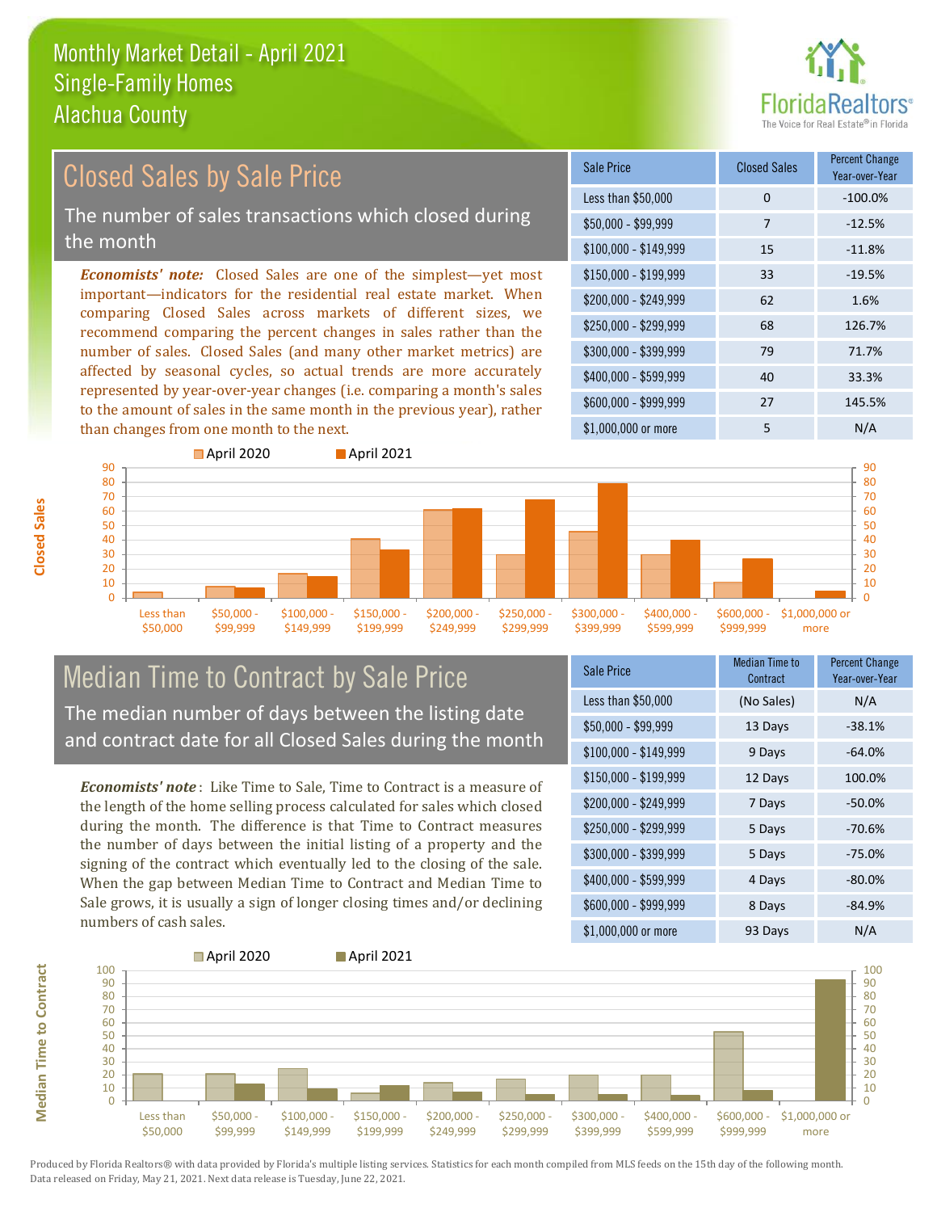# Monthly Market Detail - April 2021
## Single-Family Homes
## Alachua County

## Closed Sales by Sale Price

The number of sales transactions which closed during the month

*Economists' note:* Closed Sales are one of the simplest—yet most important—indicators for the residential real estate market. When comparing Closed Sales across markets of different sizes, we recommend comparing the percent changes in sales rather than the number of sales. Closed Sales (and many other market metrics) are affected by seasonal cycles, so actual trends are more accurately represented by year-over-year changes (i.e. comparing a month's sales to the amount of sales in the same month in the previous year), rather than changes from one month to the next.

| Sale Price | Closed Sales | Percent Change Year-over-Year |
|---|---|---|
| Less than $50,000 | 0 | -100.0% |
| $50,000 - $99,999 | 7 | -12.5% |
| $100,000 - $149,999 | 15 | -11.8% |
| $150,000 - $199,999 | 33 | -19.5% |
| $200,000 - $249,999 | 62 | 1.6% |
| $250,000 - $299,999 | 68 | 126.7% |
| $300,000 - $399,999 | 79 | 71.7% |
| $400,000 - $599,999 | 40 | 33.3% |
| $600,000 - $999,999 | 27 | 145.5% |
| $1,000,000 or more | 5 | N/A |

## Median Time to Contract by Sale Price

The median number of days between the listing date and contract date for all Closed Sales during the month

*Economists' note*: Like Time to Sale, Time to Contract is a measure of the length of the home selling process calculated for sales which closed during the month. The difference is that Time to Contract measures the number of days between the initial listing of a property and the signing of the contract which eventually led to the closing of the sale. When the gap between Median Time to Contract and Median Time to Sale grows, it is usually a sign of longer closing times and/or declining numbers of cash sales.

| Sale Price | Median Time to Contract | Percent Change Year-over-Year |
|---|---|---|
| Less than $50,000 | (No Sales) | N/A |
| $50,000 - $99,999 | 13 Days | -38.1% |
| $100,000 - $149,999 | 9 Days | -64.0% |
| $150,000 - $199,999 | 12 Days | 100.0% |
| $200,000 - $249,999 | 7 Days | -50.0% |
| $250,000 - $299,999 | 5 Days | -70.6% |
| $300,000 - $399,999 | 5 Days | -75.0% |
| $400,000 - $599,999 | 4 Days | -80.0% |
| $600,000 - $999,999 | 8 Days | -84.9% |
| $1,000,000 or more | 93 Days | N/A |

Produced by Florida Realtors® with data provided by Florida's multiple listing services. Statistics for each month compiled from MLS feeds on the 15th day of the following month. Data released on Friday, May 21, 2021. Next data release is Tuesday, June 22, 2021.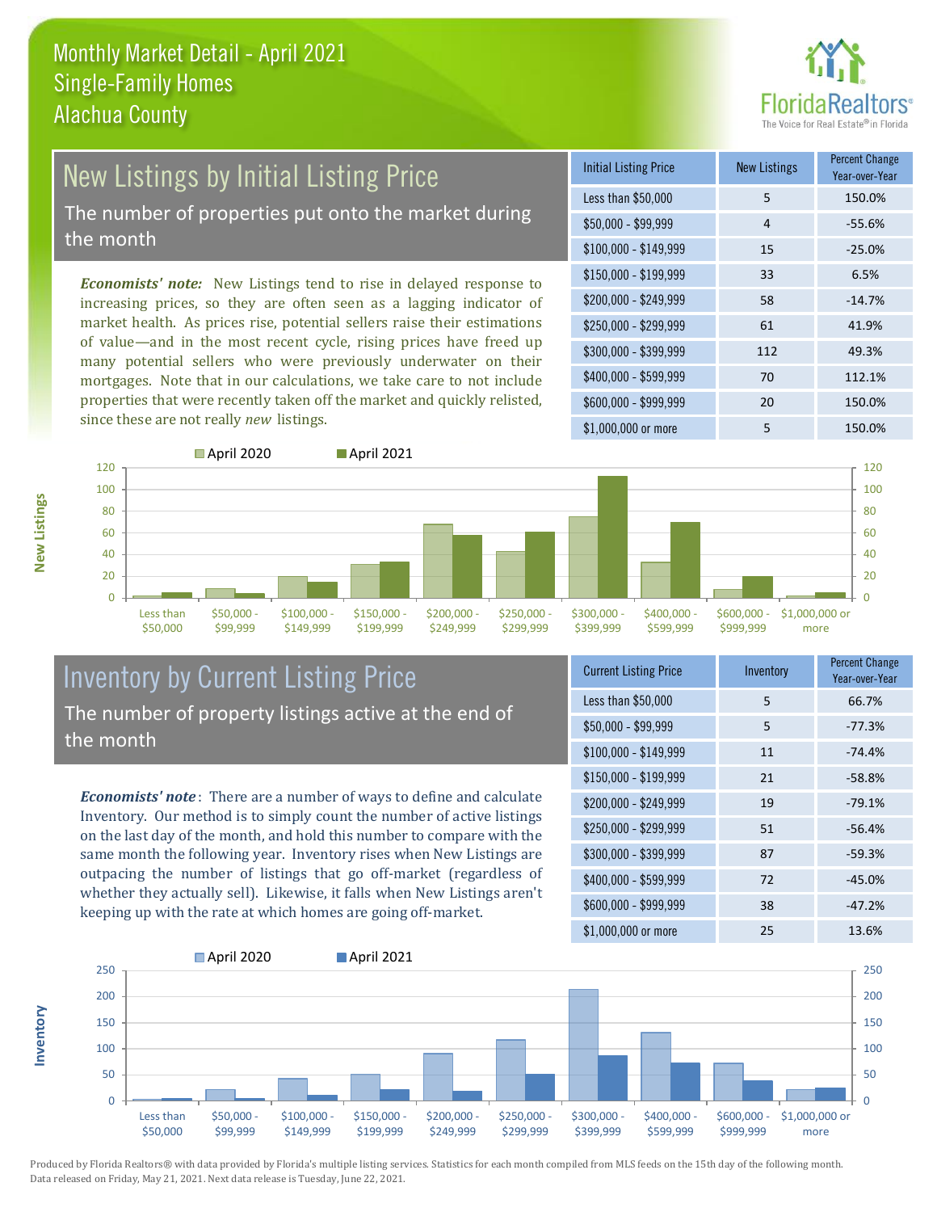# Monthly Market Detail - April 2021
## Single-Family Homes
## Alachua County

## New Listings by Initial Listing Price

The number of properties put onto the market during the month

*Economists' note:* New Listings tend to rise in delayed response to increasing prices, so they are often seen as a lagging indicator of market health. As prices rise, potential sellers raise their estimations of value—and in the most recent cycle, rising prices have freed up many potential sellers who were previously underwater on their mortgages. Note that in our calculations, we take care to not include properties that were recently taken off the market and quickly relisted, since these are not really *new* listings.

| Initial Listing Price | New Listings | Percent Change Year-over-Year |
|---|---|---|
| Less than $50,000 | 5 | 150.0% |
| $50,000 - $99,999 | 4 | -55.6% |
| $100,000 - $149,999 | 15 | -25.0% |
| $150,000 - $199,999 | 33 | 6.5% |
| $200,000 - $249,999 | 58 | -14.7% |
| $250,000 - $299,999 | 61 | 41.9% |
| $300,000 - $399,999 | 112 | 49.3% |
| $400,000 - $599,999 | 70 | 112.1% |
| $600,000 - $999,999 | 20 | 150.0% |
| $1,000,000 or more | 5 | 150.0% |

## Inventory by Current Listing Price

The number of property listings active at the end of the month

*Economists' note*: There are a number of ways to define and calculate Inventory. Our method is to simply count the number of active listings on the last day of the month, and hold this number to compare with the same month the following year. Inventory rises when New Listings are outpacing the number of listings that go off-market (regardless of whether they actually sell). Likewise, it falls when New Listings aren't keeping up with the rate at which homes are going off-market.

| Current Listing Price | Inventory | Percent Change Year-over-Year |
|---|---|---|
| Less than $50,000 | 5 | 66.7% |
| $50,000 - $99,999 | 5 | -77.3% |
| $100,000 - $149,999 | 11 | -74.4% |
| $150,000 - $199,999 | 21 | -58.8% |
| $200,000 - $249,999 | 19 | -79.1% |
| $250,000 - $299,999 | 51 | -56.4% |
| $300,000 - $399,999 | 87 | -59.3% |
| $400,000 - $599,999 | 72 | -45.0% |
| $600,000 - $999,999 | 38 | -47.2% |
| $1,000,000 or more | 25 | 13.6% |

Produced by Florida Realtors® with data provided by Florida's multiple listing services. Statistics for each month compiled from MLS feeds on the 15th day of the following month. Data released on Friday, May 21, 2021. Next data release is Tuesday, June 22, 2021.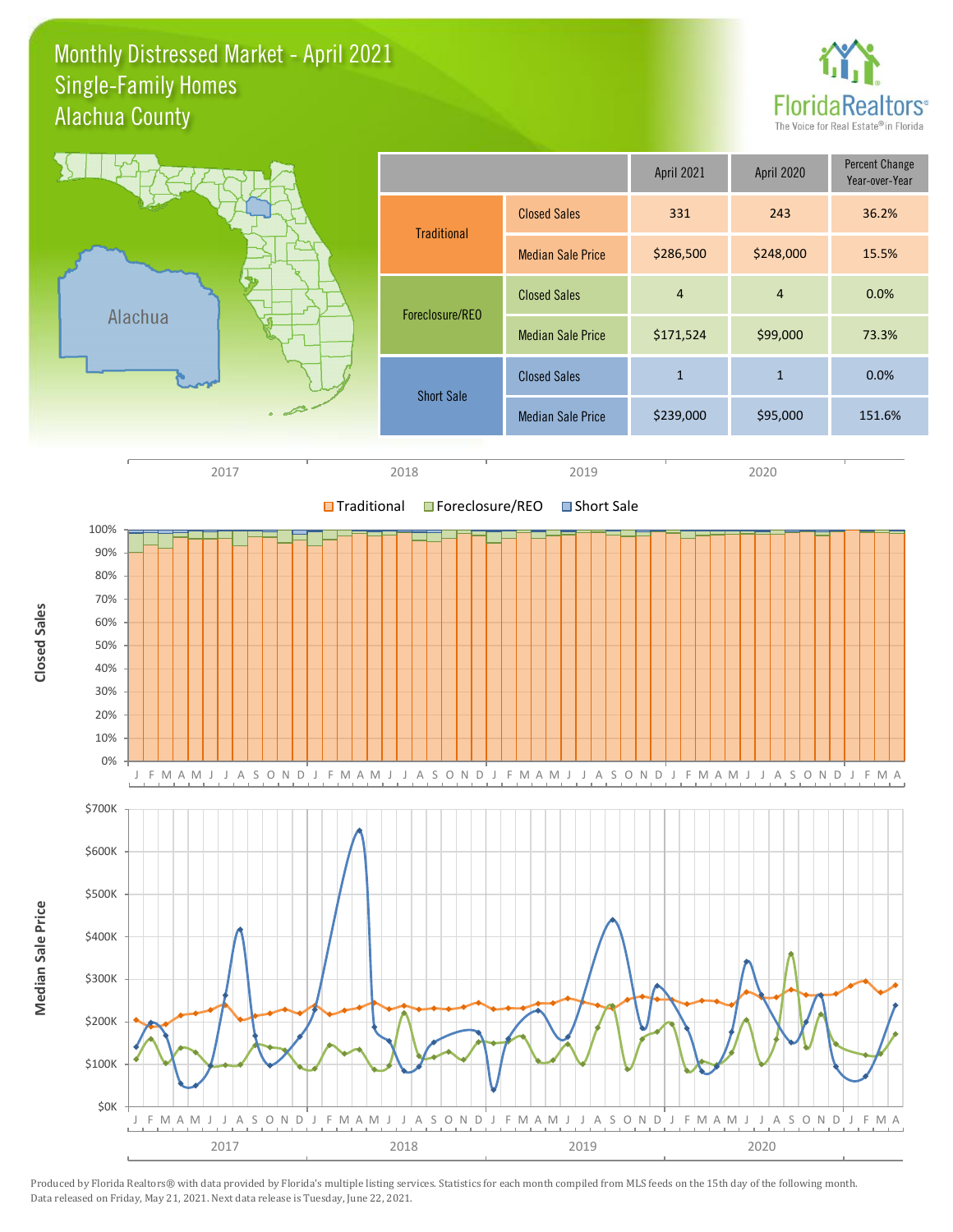# Monthly Distressed Market - April 2021
## Single-Family Homes
## Alachua County

| | | April 2021 | April 2020 | Percent Change Year-over-Year |
|---|---|---|---|---|
| Traditional | Closed Sales | 331 | 243 | 36.2% |
| | Median Sale Price | $286,500 | $248,000 | 15.5% |
| Foreclosure/REO | Closed Sales | 4 | 4 | 0.0% |
| | Median Sale Price | $171,524 | $99,000 | 73.3% |
| Short Sale | Closed Sales | 1 | 1 | 0.0% |
| | Median Sale Price | $239,000 | $95,000 | 151.6% |

Produced by Florida Realtors® with data provided by Florida's multiple listing services. Statistics for each month compiled from MLS feeds on the 15th day of the following month. Data released on Friday, May 21, 2021. Next data release is Tuesday, June 22, 2021.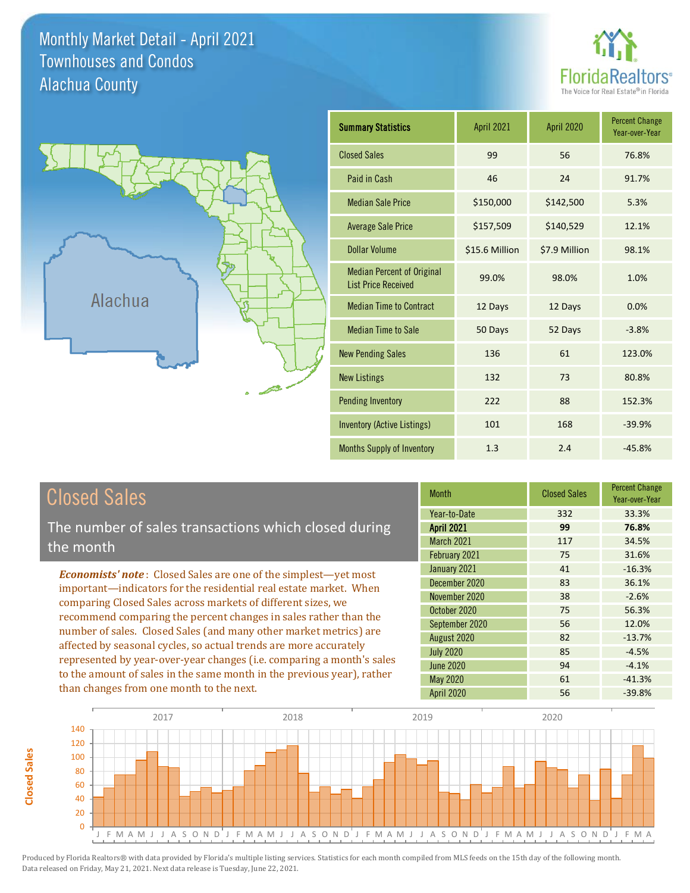# Monthly Market Detail - April 2021
## Townhouses and Condos
## Alachua County

| Summary Statistics | April 2021 | April 2020 | Percent Change Year-over-Year |
|---|---|---|---|
| Closed Sales | 99 | 56 | 76.8% |
| Paid in Cash | 46 | 24 | 91.7% |
| Median Sale Price | $150,000 | $142,500 | 5.3% |
| Average Sale Price | $157,509 | $140,529 | 12.1% |
| Dollar Volume | $15.6 Million | $7.9 Million | 98.1% |
| Median Percent of Original List Price Received | 99.0% | 98.0% | 1.0% |
| Median Time to Contract | 12 Days | 12 Days | 0.0% |
| Median Time to Sale | 50 Days | 52 Days | -3.8% |
| New Pending Sales | 136 | 61 | 123.0% |
| New Listings | 132 | 73 | 80.8% |
| Pending Inventory | 222 | 88 | 152.3% |
| Inventory (Active Listings) | 101 | 168 | -39.9% |
| Months Supply of Inventory | 1.3 | 2.4 | -45.8% |

## Closed Sales

The number of sales transactions which closed during the month

***Economists' note***: Closed Sales are one of the simplest—yet most important—indicators for the residential real estate market. When comparing Closed Sales across markets of different sizes, we recommend comparing the percent changes in sales rather than the number of sales. Closed Sales (and many other market metrics) are affected by seasonal cycles, so actual trends are more accurately represented by year-over-year changes (i.e. comparing a month's sales to the amount of sales in the same month in the previous year), rather than changes from one month to the next.

| Month | Closed Sales | Percent Change Year-over-Year |
|---|---|---|
| Year-to-Date | 332 | 33.3% |
| **April 2021** | **99** | **76.8%** |
| March 2021 | 117 | 34.5% |
| February 2021 | 75 | 31.6% |
| January 2021 | 41 | -16.3% |
| December 2020 | 83 | 36.1% |
| November 2020 | 38 | -2.6% |
| October 2020 | 75 | 56.3% |
| September 2020 | 56 | 12.0% |
| August 2020 | 82 | -13.7% |
| July 2020 | 85 | -4.5% |
| June 2020 | 94 | -4.1% |
| May 2020 | 61 | -41.3% |
| April 2020 | 56 | -39.8% |

Produced by Florida Realtors® with data provided by Florida's multiple listing services. Statistics for each month compiled from MLS feeds on the 15th day of the following month. Data released on Friday, May 21, 2021. Next data release is Tuesday, June 22, 2021.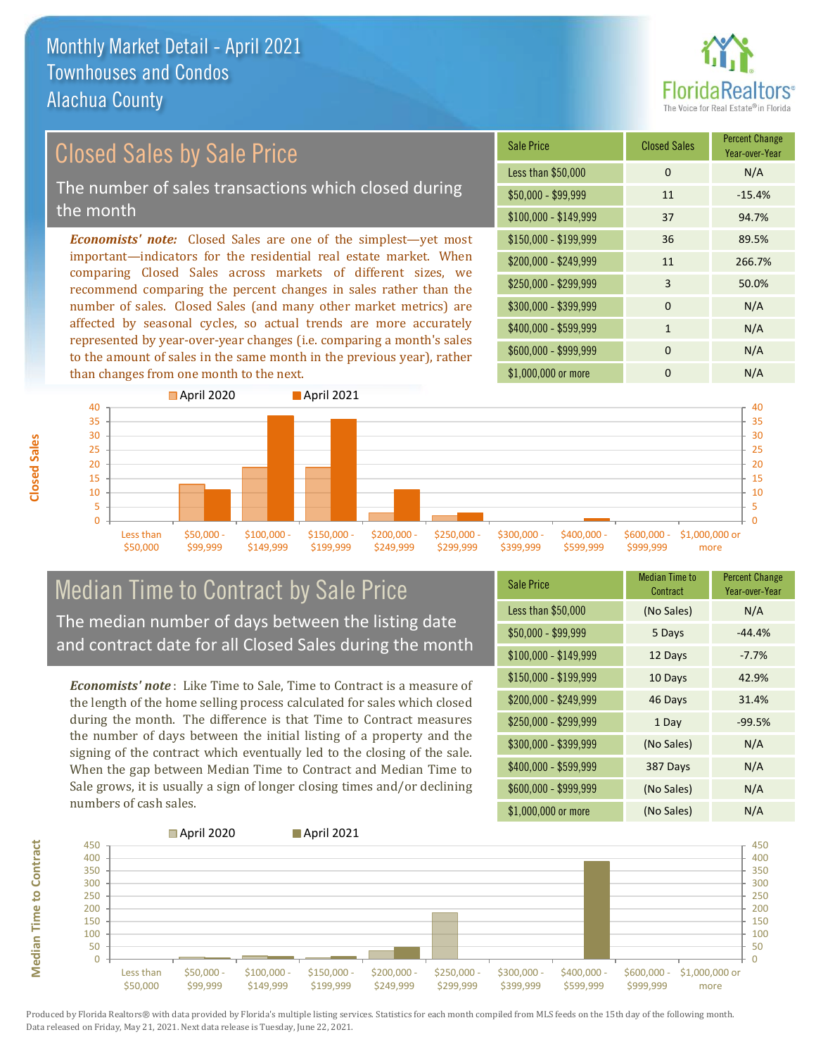# Monthly Market Detail - April 2021
## Townhouses and Condos
## Alachua County

## Closed Sales by Sale Price

The number of sales transactions which closed during the month

*Economists' note:* Closed Sales are one of the simplest—yet most important—indicators for the residential real estate market. When comparing Closed Sales across markets of different sizes, we recommend comparing the percent changes in sales rather than the number of sales. Closed Sales (and many other market metrics) are affected by seasonal cycles, so actual trends are more accurately represented by year-over-year changes (i.e. comparing a month's sales to the amount of sales in the same month in the previous year), rather than changes from one month to the next.

| Sale Price | Closed Sales | Percent Change Year-over-Year |
|---|---|---|
| Less than $50,000 | 0 | N/A |
| $50,000 - $99,999 | 11 | -15.4% |
| $100,000 - $149,999 | 37 | 94.7% |
| $150,000 - $199,999 | 36 | 89.5% |
| $200,000 - $249,999 | 11 | 266.7% |
| $250,000 - $299,999 | 3 | 50.0% |
| $300,000 - $399,999 | 0 | N/A |
| $400,000 - $599,999 | 1 | N/A |
| $600,000 - $999,999 | 0 | N/A |
| $1,000,000 or more | 0 | N/A |

## Median Time to Contract by Sale Price

The median number of days between the listing date and contract date for all Closed Sales during the month

*Economists' note*: Like Time to Sale, Time to Contract is a measure of the length of the home selling process calculated for sales which closed during the month. The difference is that Time to Contract measures the number of days between the initial listing of a property and the signing of the contract which eventually led to the closing of the sale. When the gap between Median Time to Contract and Median Time to Sale grows, it is usually a sign of longer closing times and/or declining numbers of cash sales.

| Sale Price | Median Time to Contract | Percent Change Year-over-Year |
|---|---|---|
| Less than $50,000 | (No Sales) | N/A |
| $50,000 - $99,999 | 5 Days | -44.4% |
| $100,000 - $149,999 | 12 Days | -7.7% |
| $150,000 - $199,999 | 10 Days | 42.9% |
| $200,000 - $249,999 | 46 Days | 31.4% |
| $250,000 - $299,999 | 1 Day | -99.5% |
| $300,000 - $399,999 | (No Sales) | N/A |
| $400,000 - $599,999 | 387 Days | N/A |
| $600,000 - $999,999 | (No Sales) | N/A |
| $1,000,000 or more | (No Sales) | N/A |

Produced by Florida Realtors® with data provided by Florida's multiple listing services. Statistics for each month compiled from MLS feeds on the 15th day of the following month. Data released on Friday, May 21, 2021. Next data release is Tuesday, June 22, 2021.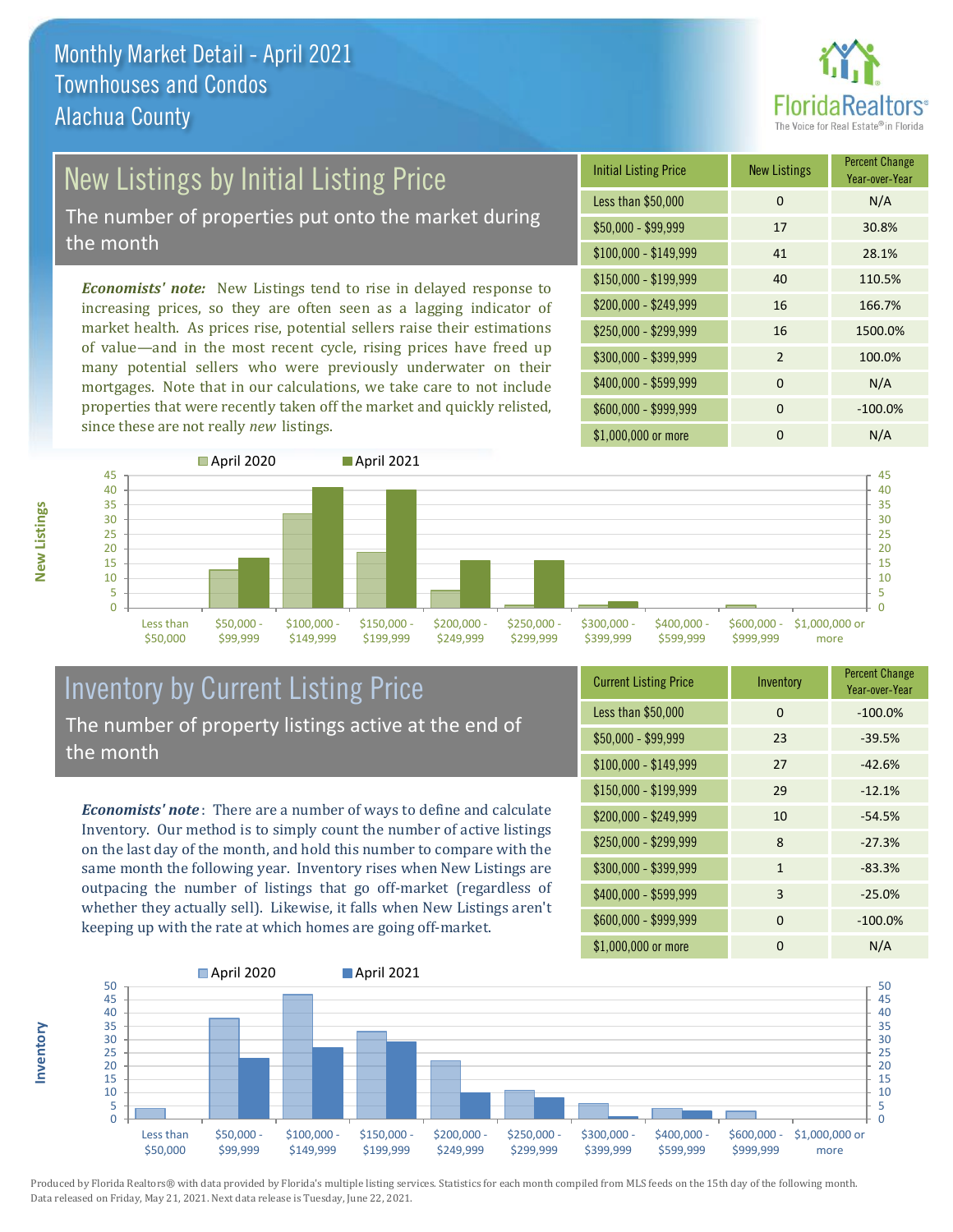# Monthly Market Detail - April 2021
## Townhouses and Condos
## Alachua County

## New Listings by Initial Listing Price

The number of properties put onto the market during the month

*Economists' note:* New Listings tend to rise in delayed response to increasing prices, so they are often seen as a lagging indicator of market health. As prices rise, potential sellers raise their estimations of value—and in the most recent cycle, rising prices have freed up many potential sellers who were previously underwater on their mortgages. Note that in our calculations, we take care to not include properties that were recently taken off the market and quickly relisted, since these are not really *new* listings.

| Initial Listing Price | New Listings | Percent Change Year-over-Year |
|---|---|---|
| Less than $50,000 | 0 | N/A |
| $50,000 - $99,999 | 17 | 30.8% |
| $100,000 - $149,999 | 41 | 28.1% |
| $150,000 - $199,999 | 40 | 110.5% |
| $200,000 - $249,999 | 16 | 166.7% |
| $250,000 - $299,999 | 16 | 1500.0% |
| $300,000 - $399,999 | 2 | 100.0% |
| $400,000 - $599,999 | 0 | N/A |
| $600,000 - $999,999 | 0 | -100.0% |
| $1,000,000 or more | 0 | N/A |

## Inventory by Current Listing Price

The number of property listings active at the end of the month

*Economists' note*: There are a number of ways to define and calculate Inventory. Our method is to simply count the number of active listings on the last day of the month, and hold this number to compare with the same month the following year. Inventory rises when New Listings are outpacing the number of listings that go off-market (regardless of whether they actually sell). Likewise, it falls when New Listings aren't keeping up with the rate at which homes are going off-market.

| Current Listing Price | Inventory | Percent Change Year-over-Year |
|---|---|---|
| Less than $50,000 | 0 | -100.0% |
| $50,000 - $99,999 | 23 | -39.5% |
| $100,000 - $149,999 | 27 | -42.6% |
| $150,000 - $199,999 | 29 | -12.1% |
| $200,000 - $249,999 | 10 | -54.5% |
| $250,000 - $299,999 | 8 | -27.3% |
| $300,000 - $399,999 | 1 | -83.3% |
| $400,000 - $599,999 | 3 | -25.0% |
| $600,000 - $999,999 | 0 | -100.0% |
| $1,000,000 or more | 0 | N/A |

Produced by Florida Realtors® with data provided by Florida's multiple listing services. Statistics for each month compiled from MLS feeds on the 15th day of the following month. Data released on Friday, May 21, 2021. Next data release is Tuesday, June 22, 2021.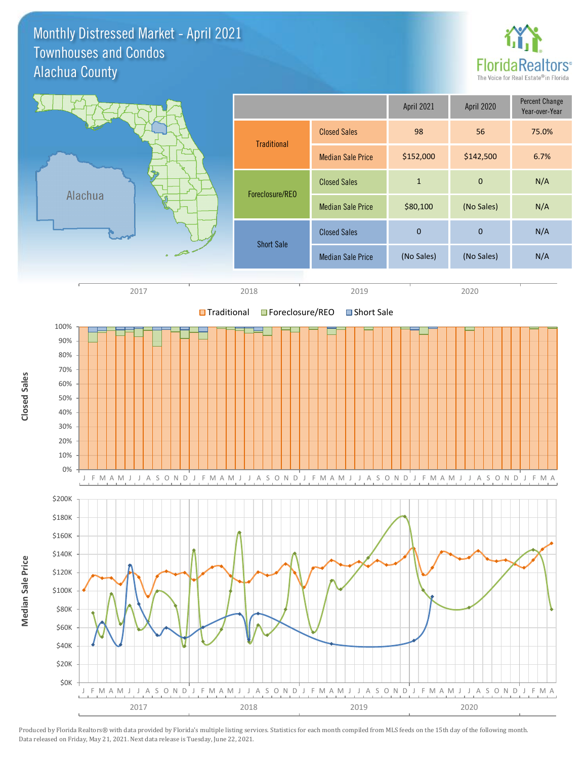# Monthly Distressed Market - April 2021
## Townhouses and Condos
## Alachua County

| | | April 2021 | April 2020 | Percent Change Year-over-Year |
|---|---|---|---|---|
| Traditional | Closed Sales | 98 | 56 | 75.0% |
| | Median Sale Price | $152,000 | $142,500 | 6.7% |
| Foreclosure/REO | Closed Sales | 1 | 0 | N/A |
| | Median Sale Price | $80,100 | (No Sales) | N/A |
| Short Sale | Closed Sales | 0 | 0 | N/A |
| | Median Sale Price | (No Sales) | (No Sales) | N/A |

Produced by Florida Realtors® with data provided by Florida's multiple listing services. Statistics for each month compiled from MLS feeds on the 15th day of the following month. Data released on Friday, May 21, 2021. Next data release is Tuesday, June 22, 2021.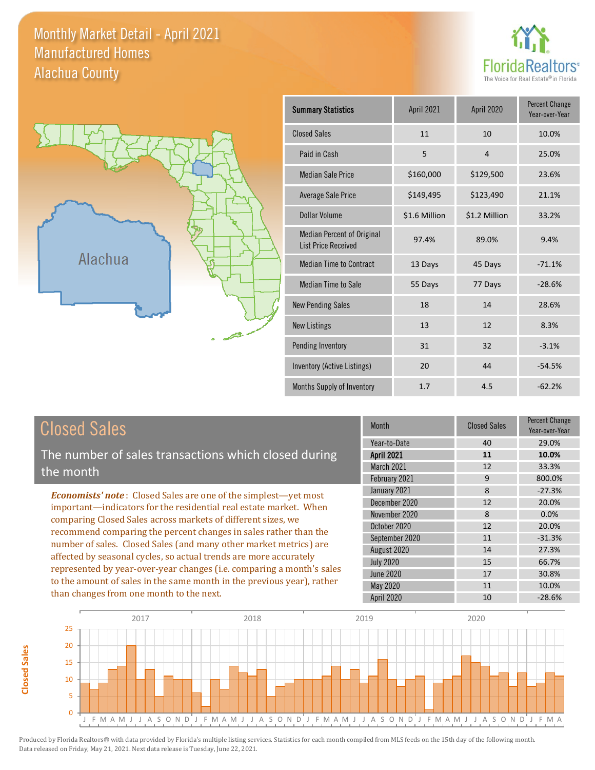# Monthly Market Detail - April 2021
## Manufactured Homes
## Alachua County

| Summary Statistics | April 2021 | April 2020 | Percent Change Year-over-Year |
|---|---|---|---|
| Closed Sales | 11 | 10 | 10.0% |
| Paid in Cash | 5 | 4 | 25.0% |
| Median Sale Price | $160,000 | $129,500 | 23.6% |
| Average Sale Price | $149,495 | $123,490 | 21.1% |
| Dollar Volume | $1.6 Million | $1.2 Million | 33.2% |
| Median Percent of Original List Price Received | 97.4% | 89.0% | 9.4% |
| Median Time to Contract | 13 Days | 45 Days | -71.1% |
| Median Time to Sale | 55 Days | 77 Days | -28.6% |
| New Pending Sales | 18 | 14 | 28.6% |
| New Listings | 13 | 12 | 8.3% |
| Pending Inventory | 31 | 32 | -3.1% |
| Inventory (Active Listings) | 20 | 44 | -54.5% |
| Months Supply of Inventory | 1.7 | 4.5 | -62.2% |

## Closed Sales

The number of sales transactions which closed during the month

*Economists' note*: Closed Sales are one of the simplest—yet most important—indicators for the residential real estate market. When comparing Closed Sales across markets of different sizes, we recommend comparing the percent changes in sales rather than the number of sales. Closed Sales (and many other market metrics) are affected by seasonal cycles, so actual trends are more accurately represented by year-over-year changes (i.e. comparing a month's sales to the amount of sales in the same month in the previous year), rather than changes from one month to the next.

| Month | Closed Sales | Percent Change Year-over-Year |
|---|---|---|
| Year-to-Date | 40 | 29.0% |
| **April 2021** | **11** | **10.0%** |
| March 2021 | 12 | 33.3% |
| February 2021 | 9 | 800.0% |
| January 2021 | 8 | -27.3% |
| December 2020 | 12 | 20.0% |
| November 2020 | 8 | 0.0% |
| October 2020 | 12 | 20.0% |
| September 2020 | 11 | -31.3% |
| August 2020 | 14 | 27.3% |
| July 2020 | 15 | 66.7% |
| June 2020 | 17 | 30.8% |
| May 2020 | 11 | 10.0% |
| April 2020 | 10 | -28.6% |

Produced by Florida Realtors® with data provided by Florida's multiple listing services. Statistics for each month compiled from MLS feeds on the 15th day of the following month. Data released on Friday, May 21, 2021. Next data release is Tuesday, June 22, 2021.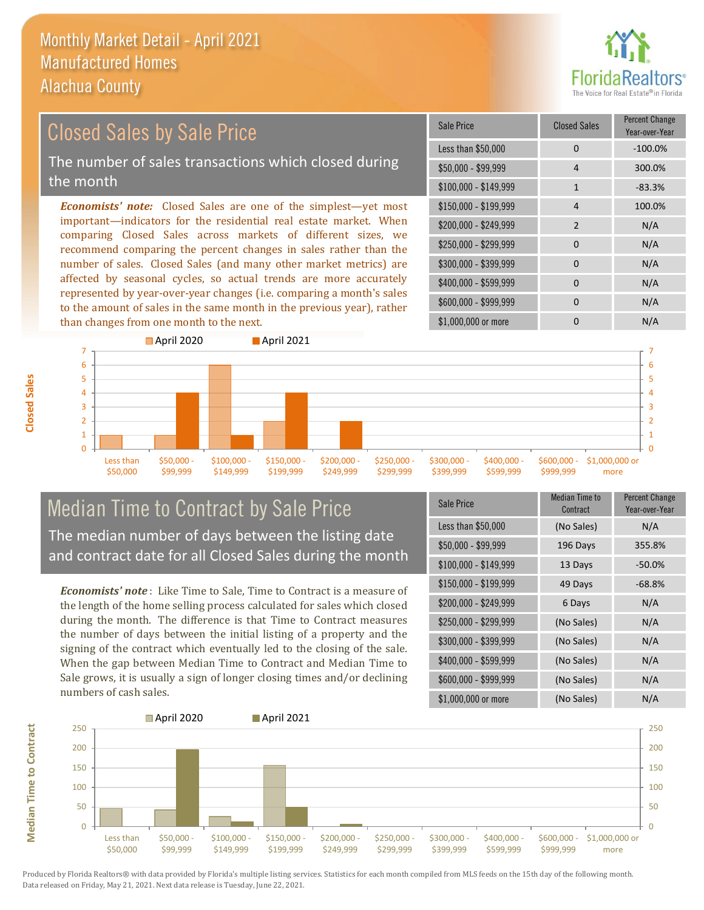# Monthly Market Detail - April 2021
## Manufactured Homes
## Alachua County

## Closed Sales by Sale Price

The number of sales transactions which closed during the month

*Economists' note:* Closed Sales are one of the simplest—yet most important—indicators for the residential real estate market. When comparing Closed Sales across markets of different sizes, we recommend comparing the percent changes in sales rather than the number of sales. Closed Sales (and many other market metrics) are affected by seasonal cycles, so actual trends are more accurately represented by year-over-year changes (i.e. comparing a month's sales to the amount of sales in the same month in the previous year), rather than changes from one month to the next.

| Sale Price | Closed Sales | Percent Change Year-over-Year |
|---|---|---|
| Less than $50,000 | 0 | -100.0% |
| $50,000 - $99,999 | 4 | 300.0% |
| $100,000 - $149,999 | 1 | -83.3% |
| $150,000 - $199,999 | 4 | 100.0% |
| $200,000 - $249,999 | 2 | N/A |
| $250,000 - $299,999 | 0 | N/A |
| $300,000 - $399,999 | 0 | N/A |
| $400,000 - $599,999 | 0 | N/A |
| $600,000 - $999,999 | 0 | N/A |
| $1,000,000 or more | 0 | N/A |

## Median Time to Contract by Sale Price

The median number of days between the listing date and contract date for all Closed Sales during the month

*Economists' note*: Like Time to Sale, Time to Contract is a measure of the length of the home selling process calculated for sales which closed during the month. The difference is that Time to Contract measures the number of days between the initial listing of a property and the signing of the contract which eventually led to the closing of the sale. When the gap between Median Time to Contract and Median Time to Sale grows, it is usually a sign of longer closing times and/or declining numbers of cash sales.

| Sale Price | Median Time to Contract | Percent Change Year-over-Year |
|---|---|---|
| Less than $50,000 | (No Sales) | N/A |
| $50,000 - $99,999 | 196 Days | 355.8% |
| $100,000 - $149,999 | 13 Days | -50.0% |
| $150,000 - $199,999 | 49 Days | -68.8% |
| $200,000 - $249,999 | 6 Days | N/A |
| $250,000 - $299,999 | (No Sales) | N/A |
| $300,000 - $399,999 | (No Sales) | N/A |
| $400,000 - $599,999 | (No Sales) | N/A |
| $600,000 - $999,999 | (No Sales) | N/A |
| $1,000,000 or more | (No Sales) | N/A |

Produced by Florida Realtors® with data provided by Florida's multiple listing services. Statistics for each month compiled from MLS feeds on the 15th day of the following month. Data released on Friday, May 21, 2021. Next data release is Tuesday, June 22, 2021.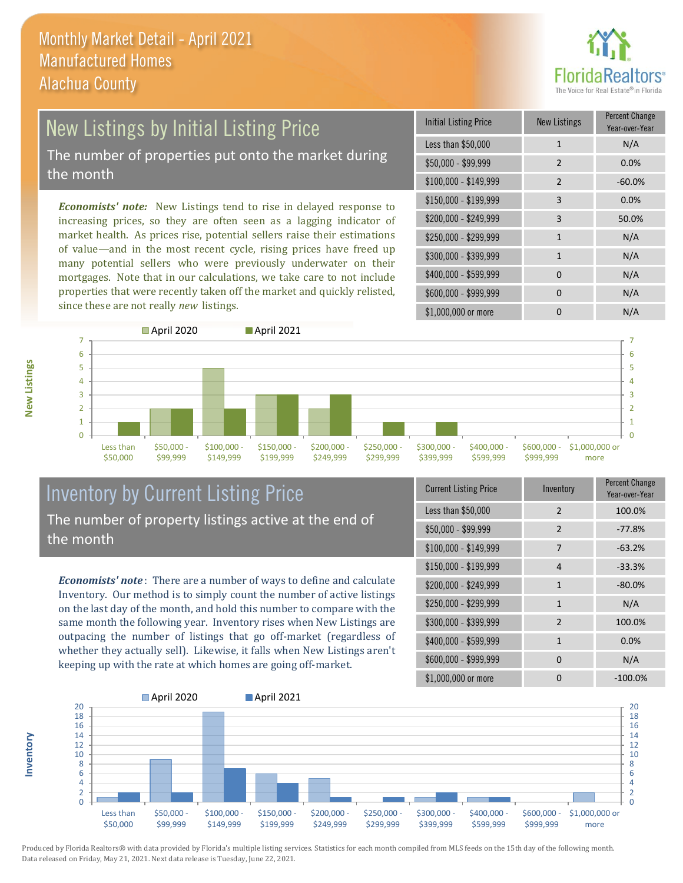# Monthly Market Detail - April 2021
## Manufactured Homes
## Alachua County

## New Listings by Initial Listing Price

The number of properties put onto the market during the month

*Economists' note:* New Listings tend to rise in delayed response to increasing prices, so they are often seen as a lagging indicator of market health. As prices rise, potential sellers raise their estimations of value—and in the most recent cycle, rising prices have freed up many potential sellers who were previously underwater on their mortgages. Note that in our calculations, we take care to not include properties that were recently taken off the market and quickly relisted, since these are not really *new* listings.

| Initial Listing Price | New Listings | Percent Change Year-over-Year |
|---|---|---|
| Less than $50,000 | 1 | N/A |
| $50,000 - $99,999 | 2 | 0.0% |
| $100,000 - $149,999 | 2 | -60.0% |
| $150,000 - $199,999 | 3 | 0.0% |
| $200,000 - $249,999 | 3 | 50.0% |
| $250,000 - $299,999 | 1 | N/A |
| $300,000 - $399,999 | 1 | N/A |
| $400,000 - $599,999 | 0 | N/A |
| $600,000 - $999,999 | 0 | N/A |
| $1,000,000 or more | 0 | N/A |

## Inventory by Current Listing Price

The number of property listings active at the end of the month

*Economists' note*: There are a number of ways to define and calculate Inventory. Our method is to simply count the number of active listings on the last day of the month, and hold this number to compare with the same month the following year. Inventory rises when New Listings are outpacing the number of listings that go off-market (regardless of whether they actually sell). Likewise, it falls when New Listings aren't keeping up with the rate at which homes are going off-market.

| Current Listing Price | Inventory | Percent Change Year-over-Year |
|---|---|---|
| Less than $50,000 | 2 | 100.0% |
| $50,000 - $99,999 | 2 | -77.8% |
| $100,000 - $149,999 | 7 | -63.2% |
| $150,000 - $199,999 | 4 | -33.3% |
| $200,000 - $249,999 | 1 | -80.0% |
| $250,000 - $299,999 | 1 | N/A |
| $300,000 - $399,999 | 2 | 100.0% |
| $400,000 - $599,999 | 1 | 0.0% |
| $600,000 - $999,999 | 0 | N/A |
| $1,000,000 or more | 0 | -100.0% |

Produced by Florida Realtors® with data provided by Florida's multiple listing services. Statistics for each month compiled from MLS feeds on the 15th day of the following month. Data released on Friday, May 21, 2021. Next data release is Tuesday, June 22, 2021.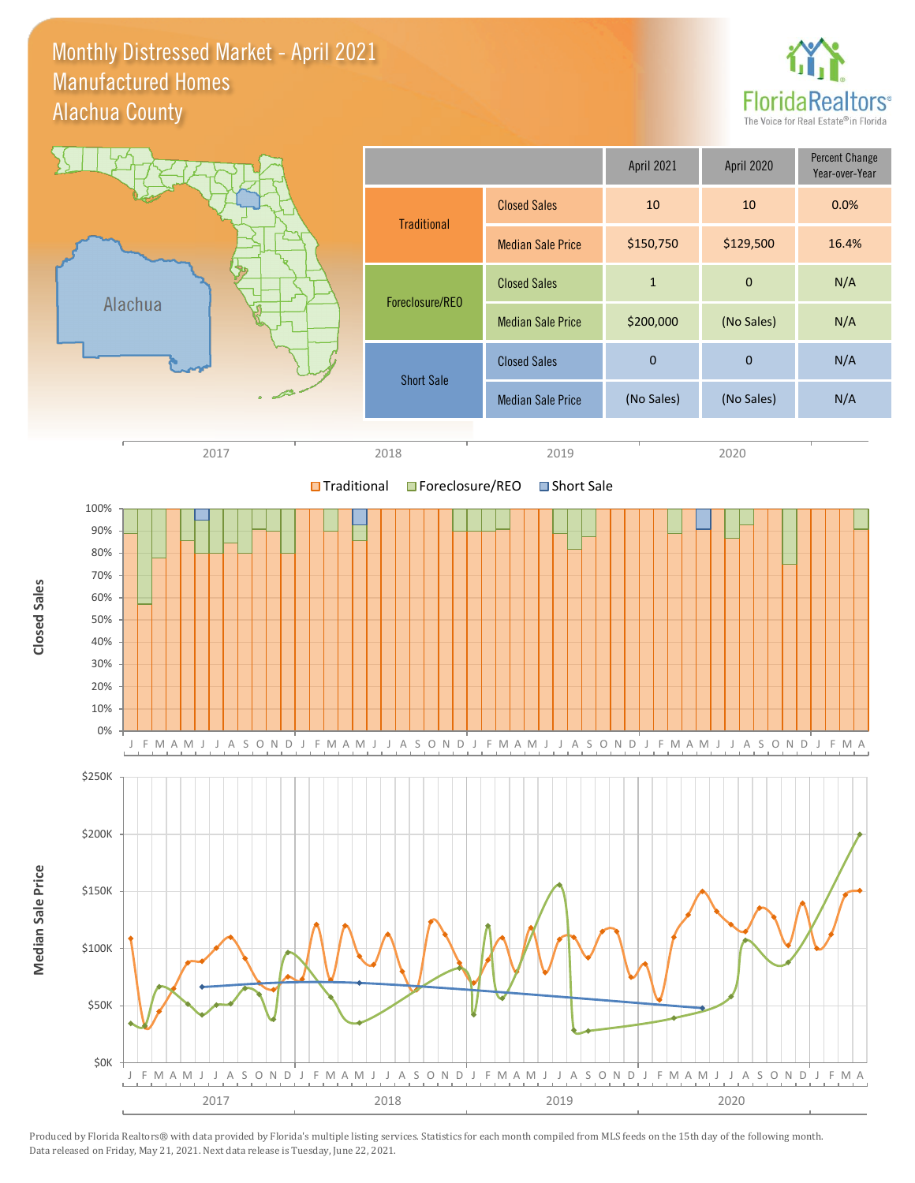# Monthly Distressed Market - April 2021
## Manufactured Homes
## Alachua County

FloridaRealtors®
The Voice for Real Estate® in Florida

Alachua

| | | April 2021 | April 2020 | Percent Change Year-over-Year |
|---|---|---|---|---|
| Traditional | Closed Sales | 10 | 10 | 0.0% |
| | Median Sale Price | $150,750 | $129,500 | 16.4% |
| Foreclosure/REO | Closed Sales | 1 | 0 | N/A |
| | Median Sale Price | $200,000 | (No Sales) | N/A |
| Short Sale | Closed Sales | 0 | 0 | N/A |
| | Median Sale Price | (No Sales) | (No Sales) | N/A |

2017 2018 2019 2020

Traditional Foreclosure/REO Short Sale

Closed Sales

100% 90% 80% 70% 60% 50% 40% 30% 20% 10% 0%

J F M A M J J A S O N D J F M A M J J A S O N D J F M A M J J A S O N D J F M A M J J A S O N D J F M A

Median Sale Price

$250K $200K $150K $100K $50K $0K

J F M A M J J A S O N D J F M A M J J A S O N D J F M A M J J A S O N D J F M A M J J A S O N D J F M A

2017 2018 2019 2020

Produced by Florida Realtors® with data provided by Florida's multiple listing services. Statistics for each month compiled from MLS feeds on the 15th day of the following month.
Data released on Friday, May 21, 2021. Next data release is Tuesday, June 22, 2021.